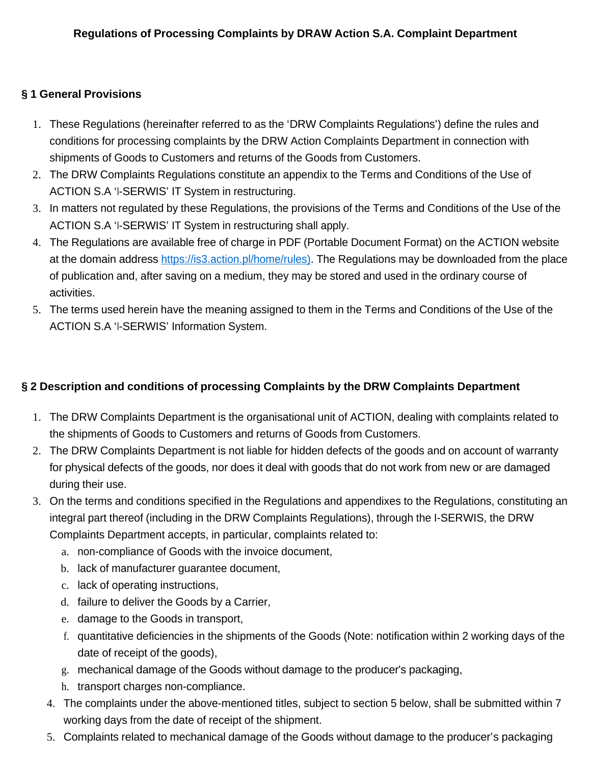**Regulations of Processing Complaints by DRAW Action S.A. Complaint Department**

## § 1 General Provisions

1. These Regulations (hereinafter referred to as the 'DRW Complaints Regulations') define the rules and conditions for processing complaints by the DRW Action Complaints Department in connection with shipments of Goods to Customers and returns of the Goods from Customers.
2. The DRW Complaints Regulations constitute an appendix to the Terms and Conditions of the Use of ACTION S.A 'I-SERWIS' IT System in restructuring.
3. In matters not regulated by these Regulations, the provisions of the Terms and Conditions of the Use of the ACTION S.A 'I-SERWIS' IT System in restructuring shall apply.
4. The Regulations are available free of charge in PDF (Portable Document Format) on the ACTION website at the domain address https://is3.action.pl/home/rules). The Regulations may be downloaded from the place of publication and, after saving on a medium, they may be stored and used in the ordinary course of activities.
5. The terms used herein have the meaning assigned to them in the Terms and Conditions of the Use of the ACTION S.A 'I-SERWIS' Information System.

## § 2 Description and conditions of processing Complaints by the DRW Complaints Department

1. The DRW Complaints Department is the organisational unit of ACTION, dealing with complaints related to the shipments of Goods to Customers and returns of Goods from Customers.
2. The DRW Complaints Department is not liable for hidden defects of the goods and on account of warranty for physical defects of the goods, nor does it deal with goods that do not work from new or are damaged during their use.
3. On the terms and conditions specified in the Regulations and appendixes to the Regulations, constituting an integral part thereof (including in the DRW Complaints Regulations), through the I-SERWIS, the DRW Complaints Department accepts, in particular, complaints related to:
   a. non-compliance of Goods with the invoice document,
   b. lack of manufacturer guarantee document,
   c. lack of operating instructions,
   d. failure to deliver the Goods by a Carrier,
   e. damage to the Goods in transport,
   f. quantitative deficiencies in the shipments of the Goods (Note: notification within 2 working days of the date of receipt of the goods),
   g. mechanical damage of the Goods without damage to the producer's packaging,
   h. transport charges non-compliance.
4. The complaints under the above-mentioned titles, subject to section 5 below, shall be submitted within 7 working days from the date of receipt of the shipment.
5. Complaints related to mechanical damage of the Goods without damage to the producer's packaging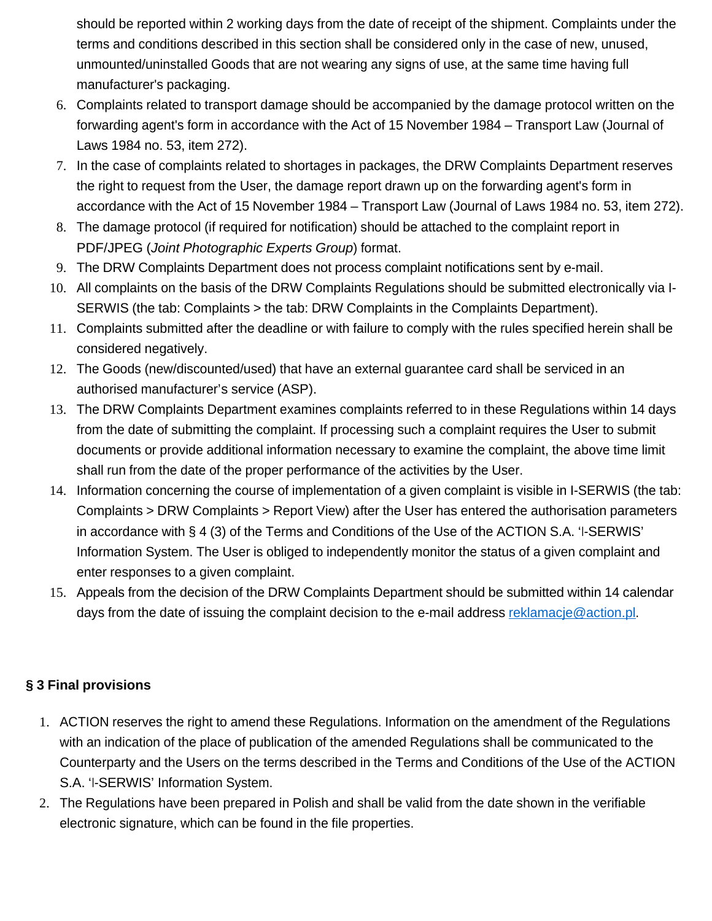should be reported within 2 working days from the date of receipt of the shipment. Complaints under the terms and conditions described in this section shall be considered only in the case of new, unused, unmounted/uninstalled Goods that are not wearing any signs of use, at the same time having full manufacturer's packaging.

6. Complaints related to transport damage should be accompanied by the damage protocol written on the forwarding agent's form in accordance with the Act of 15 November 1984 – Transport Law (Journal of Laws 1984 no. 53, item 272).
7. In the case of complaints related to shortages in packages, the DRW Complaints Department reserves the right to request from the User, the damage report drawn up on the forwarding agent's form in accordance with the Act of 15 November 1984 – Transport Law (Journal of Laws 1984 no. 53, item 272).
8. The damage protocol (if required for notification) should be attached to the complaint report in PDF/JPEG (*Joint Photographic Experts Group*) format.
9. The DRW Complaints Department does not process complaint notifications sent by e-mail.
10. All complaints on the basis of the DRW Complaints Regulations should be submitted electronically via I-SERWIS (the tab: Complaints > the tab: DRW Complaints in the Complaints Department).
11. Complaints submitted after the deadline or with failure to comply with the rules specified herein shall be considered negatively.
12. The Goods (new/discounted/used) that have an external guarantee card shall be serviced in an authorised manufacturer's service (ASP).
13. The DRW Complaints Department examines complaints referred to in these Regulations within 14 days from the date of submitting the complaint. If processing such a complaint requires the User to submit documents or provide additional information necessary to examine the complaint, the above time limit shall run from the date of the proper performance of the activities by the User.
14. Information concerning the course of implementation of a given complaint is visible in I-SERWIS (the tab: Complaints > DRW Complaints > Report View) after the User has entered the authorisation parameters in accordance with § 4 (3) of the Terms and Conditions of the Use of the ACTION S.A. 'I-SERWIS' Information System. The User is obliged to independently monitor the status of a given complaint and enter responses to a given complaint.
15. Appeals from the decision of the DRW Complaints Department should be submitted within 14 calendar days from the date of issuing the complaint decision to the e-mail address reklamacje@action.pl.

**§ 3 Final provisions**

1. ACTION reserves the right to amend these Regulations. Information on the amendment of the Regulations with an indication of the place of publication of the amended Regulations shall be communicated to the Counterparty and the Users on the terms described in the Terms and Conditions of the Use of the ACTION S.A. 'I-SERWIS' Information System.
2. The Regulations have been prepared in Polish and shall be valid from the date shown in the verifiable electronic signature, which can be found in the file properties.